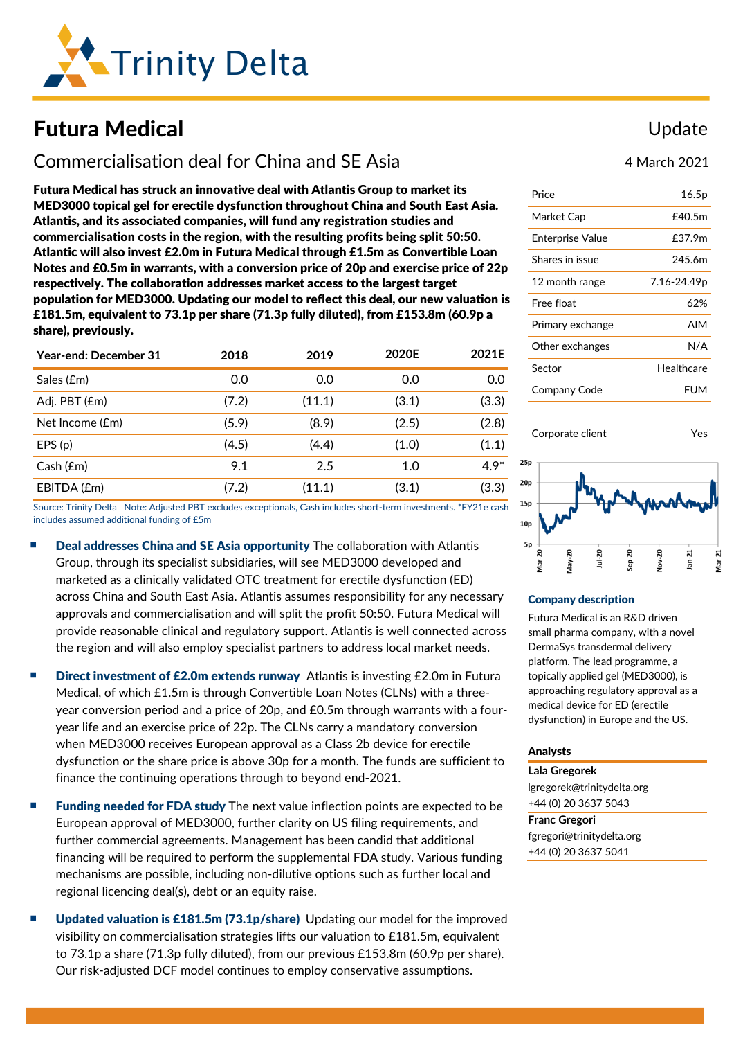# Futura Medical

Update

## Commercialisation deal for China and SE Asia

4 March 2021

**Futura Medical has struck an innovative deal with Atlantis Group to market its MED3000 topical gel for erectile dysfunction throughout China and South East Asia. Atlantis, and its associated companies, will fund any registration studies and commercialisation costs in the region, with the resulting profits being split 50:50. Atlantic will also invest £2.0m in Futura Medical through £1.5m as Convertible Loan Notes and £0.5m in warrants, with a conversion price of 20p and exercise price of 22p respectively. The collaboration addresses market access to the largest target population for MED3000. Updating our model to reflect this deal, our new valuation is £181.5m, equivalent to 73.1p per share (71.3p fully diluted), from £153.8m (60.9p a share), previously.**

| Year-end: December 31 | 2018 | 2019 | 2020E | 2021E |
|---|---|---|---|---|
| Sales (£m) | 0.0 | 0.0 | 0.0 | 0.0 |
| Adj. PBT (£m) | (7.2) | (11.1) | (3.1) | (3.3) |
| Net Income (£m) | (5.9) | (8.9) | (2.5) | (2.8) |
| EPS (p) | (4.5) | (4.4) | (1.0) | (1.1) |
| Cash (£m) | 9.1 | 2.5 | 1.0 | 4.9* |
| EBITDA (£m) | (7.2) | (11.1) | (3.1) | (3.3) |

Source: Trinity Delta Note: Adjusted PBT excludes exceptionals, Cash includes short-term investments. *FY21e cash includes assumed additional funding of £5m

- **Deal addresses China and SE Asia opportunity** The collaboration with Atlantis Group, through its specialist subsidiaries, will see MED3000 developed and marketed as a clinically validated OTC treatment for erectile dysfunction (ED) across China and South East Asia. Atlantis assumes responsibility for any necessary approvals and commercialisation and will split the profit 50:50. Futura Medical will provide reasonable clinical and regulatory support. Atlantis is well connected across the region and will also employ specialist partners to address local market needs.

- **Direct investment of £2.0m extends runway** Atlantis is investing £2.0m in Futura Medical, of which £1.5m is through Convertible Loan Notes (CLNs) with a three-year conversion period and a price of 20p, and £0.5m through warrants with a four-year life and an exercise price of 22p. The CLNs carry a mandatory conversion when MED3000 receives European approval as a Class 2b device for erectile dysfunction or the share price is above 30p for a month. The funds are sufficient to finance the continuing operations through to beyond end-2021.

- **Funding needed for FDA study** The next value inflection points are expected to be European approval of MED3000, further clarity on US filing requirements, and further commercial agreements. Management has been candid that additional financing will be required to perform the supplemental FDA study. Various funding mechanisms are possible, including non-dilutive options such as further local and regional licencing deal(s), debt or an equity raise.

- **Updated valuation is £181.5m (73.1p/share)** Updating our model for the improved visibility on commercialisation strategies lifts our valuation to £181.5m, equivalent to 73.1p a share (71.3p fully diluted), from our previous £153.8m (60.9p per share). Our risk-adjusted DCF model continues to employ conservative assumptions.

| | |
|---|---|
| Price | 16.5p |
| Market Cap | £40.5m |
| Enterprise Value | £37.9m |
| Shares in issue | 245.6m |
| 12 month range | 7.16-24.49p |
| Free float | 62% |
| Primary exchange | AIM |
| Other exchanges | N/A |
| Sector | Healthcare |
| Company Code | FUM |
| Corporate client | Yes |

### Company description

Futura Medical is an R&D driven small pharma company, with a novel DermaSys transdermal delivery platform. The lead programme, a topically applied gel (MED3000), is approaching regulatory approval as a medical device for ED (erectile dysfunction) in Europe and the US.

### Analysts

**Lala Gregorek**
lgregorek@trinitydelta.org
+44 (0) 20 3637 5043

**Franc Gregori**
fgregori@trinitydelta.org
+44 (0) 20 3637 5041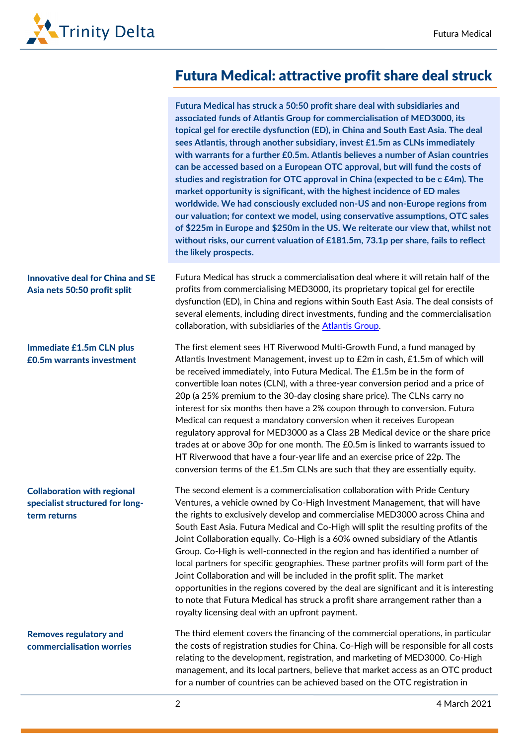# Futura Medical: attractive profit share deal struck

**Futura Medical has struck a 50:50 profit share deal with subsidiaries and associated funds of Atlantis Group for commercialisation of MED3000, its topical gel for erectile dysfunction (ED), in China and South East Asia. The deal sees Atlantis, through another subsidiary, invest £1.5m as CLNs immediately with warrants for a further £0.5m. Atlantis believes a number of Asian countries can be accessed based on a European OTC approval, but will fund the costs of studies and registration for OTC approval in China (expected to be c £4m). The market opportunity is significant, with the highest incidence of ED males worldwide. We had consciously excluded non-US and non-Europe regions from our valuation; for context we model, using conservative assumptions, OTC sales of $225m in Europe and $250m in the US. We reiterate our view that, whilst not without risks, our current valuation of £181.5m, 73.1p per share, fails to reflect the likely prospects.**

**Innovative deal for China and SE Asia nets 50:50 profit split**

Futura Medical has struck a commercialisation deal where it will retain half of the profits from commercialising MED3000, its proprietary topical gel for erectile dysfunction (ED), in China and regions within South East Asia. The deal consists of several elements, including direct investments, funding and the commercialisation collaboration, with subsidiaries of the Atlantis Group.

**Immediate £1.5m CLN plus £0.5m warrants investment**

The first element sees HT Riverwood Multi-Growth Fund, a fund managed by Atlantis Investment Management, invest up to £2m in cash, £1.5m of which will be received immediately, into Futura Medical. The £1.5m be in the form of convertible loan notes (CLN), with a three-year conversion period and a price of 20p (a 25% premium to the 30-day closing share price). The CLNs carry no interest for six months then have a 2% coupon through to conversion. Futura Medical can request a mandatory conversion when it receives European regulatory approval for MED3000 as a Class 2B Medical device or the share price trades at or above 30p for one month. The £0.5m is linked to warrants issued to HT Riverwood that have a four-year life and an exercise price of 22p. The conversion terms of the £1.5m CLNs are such that they are essentially equity.

**Collaboration with regional specialist structured for long-term returns**

The second element is a commercialisation collaboration with Pride Century Ventures, a vehicle owned by Co-High Investment Management, that will have the rights to exclusively develop and commercialise MED3000 across China and South East Asia. Futura Medical and Co-High will split the resulting profits of the Joint Collaboration equally. Co-High is a 60% owned subsidiary of the Atlantis Group. Co-High is well-connected in the region and has identified a number of local partners for specific geographies. These partner profits will form part of the Joint Collaboration and will be included in the profit split. The market opportunities in the regions covered by the deal are significant and it is interesting to note that Futura Medical has struck a profit share arrangement rather than a royalty licensing deal with an upfront payment.

**Removes regulatory and commercialisation worries**

The third element covers the financing of the commercial operations, in particular the costs of registration studies for China. Co-High will be responsible for all costs relating to the development, registration, and marketing of MED3000. Co-High management, and its local partners, believe that market access as an OTC product for a number of countries can be achieved based on the OTC registration in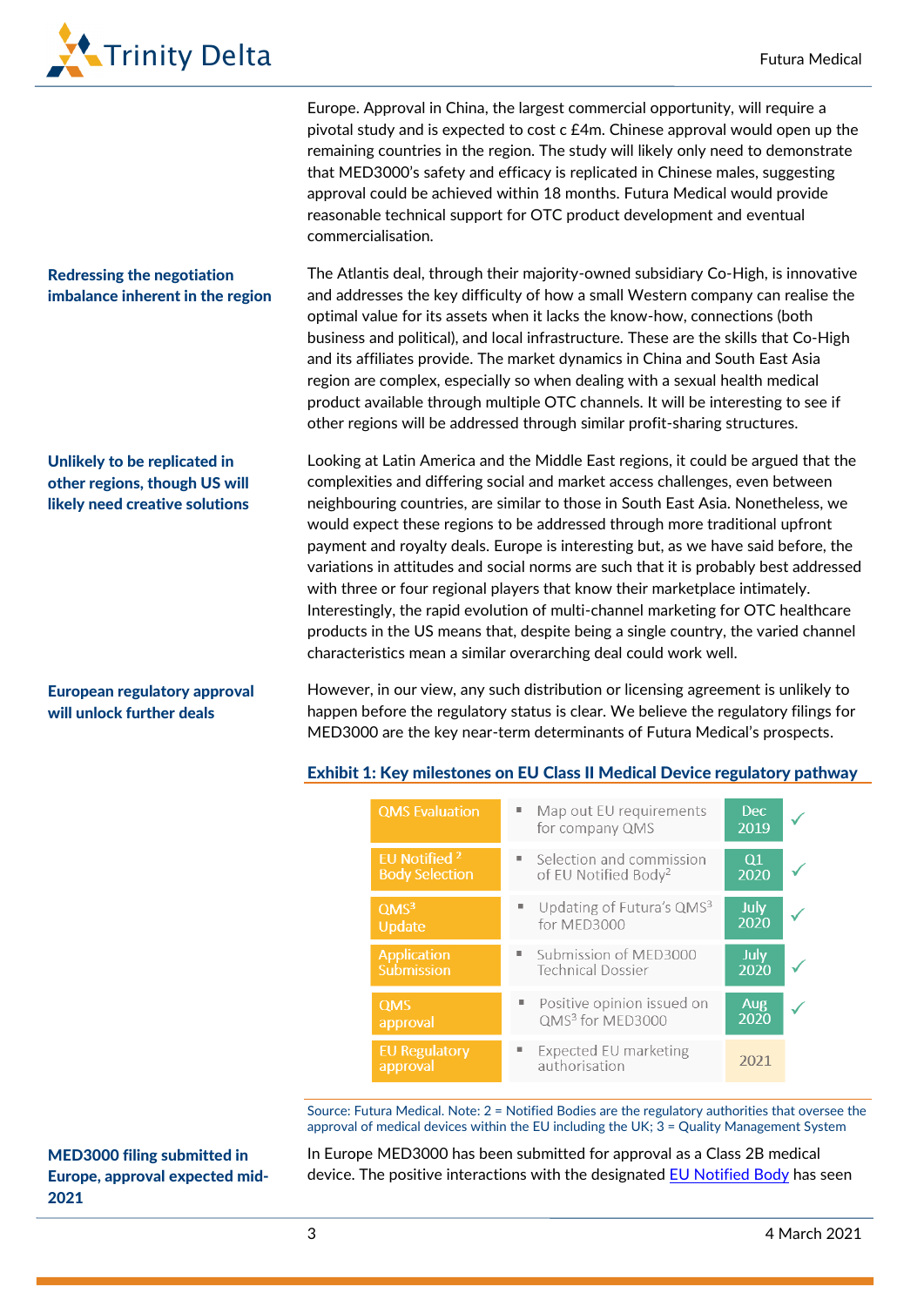Europe. Approval in China, the largest commercial opportunity, will require a pivotal study and is expected to cost c £4m. Chinese approval would open up the remaining countries in the region. The study will likely only need to demonstrate that MED3000's safety and efficacy is replicated in Chinese males, suggesting approval could be achieved within 18 months. Futura Medical would provide reasonable technical support for OTC product development and eventual commercialisation.

**Redressing the negotiation imbalance inherent in the region**

The Atlantis deal, through their majority-owned subsidiary Co-High, is innovative and addresses the key difficulty of how a small Western company can realise the optimal value for its assets when it lacks the know-how, connections (both business and political), and local infrastructure. These are the skills that Co-High and its affiliates provide. The market dynamics in China and South East Asia region are complex, especially so when dealing with a sexual health medical product available through multiple OTC channels. It will be interesting to see if other regions will be addressed through similar profit-sharing structures.

**Unlikely to be replicated in other regions, though US will likely need creative solutions**

Looking at Latin America and the Middle East regions, it could be argued that the complexities and differing social and market access challenges, even between neighbouring countries, are similar to those in South East Asia. Nonetheless, we would expect these regions to be addressed through more traditional upfront payment and royalty deals. Europe is interesting but, as we have said before, the variations in attitudes and social norms are such that it is probably best addressed with three or four regional players that know their marketplace intimately. Interestingly, the rapid evolution of multi-channel marketing for OTC healthcare products in the US means that, despite being a single country, the varied channel characteristics mean a similar overarching deal could work well.

**European regulatory approval will unlock further deals**

However, in our view, any such distribution or licensing agreement is unlikely to happen before the regulatory status is clear. We believe the regulatory filings for MED3000 are the key near-term determinants of Futura Medical's prospects.

**Exhibit 1: Key milestones on EU Class II Medical Device regulatory pathway**

| Milestone | Description | Date | Status |
|---|---|---|---|
| QMS Evaluation | Map out EU requirements for company QMS | Dec 2019 | ✓ |
| EU Notified[2] Body Selection | Selection and commission of EU Notified Body[2] | Q1 2020 | ✓ |
| QMS[3] Update | Updating of Futura's QMS[3] for MED3000 | July 2020 | ✓ |
| Application Submission | Submission of MED3000 Technical Dossier | July 2020 | ✓ |
| QMS approval | Positive opinion issued on QMS[3] for MED3000 | Aug 2020 | ✓ |
| EU Regulatory approval | Expected EU marketing authorisation | 2021 | |

Source: Futura Medical. Note: 2 = Notified Bodies are the regulatory authorities that oversee the approval of medical devices within the EU including the UK; 3 = Quality Management System

**MED3000 filing submitted in Europe, approval expected mid-2021**

In Europe MED3000 has been submitted for approval as a Class 2B medical device. The positive interactions with the designated EU Notified Body has seen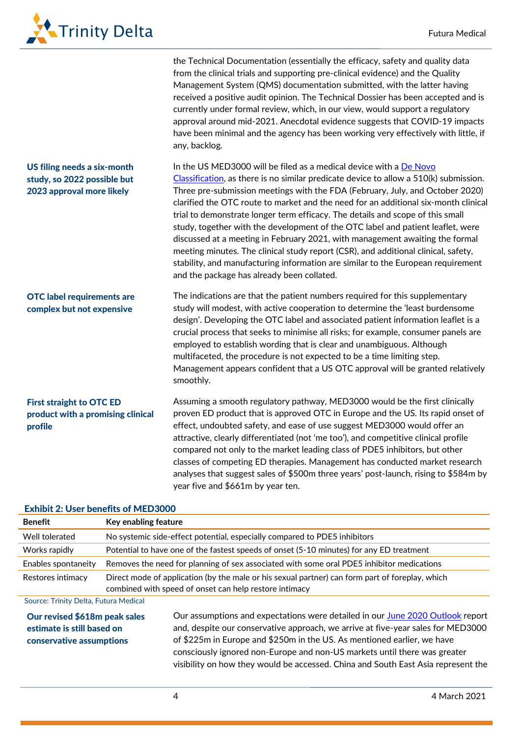the Technical Documentation (essentially the efficacy, safety and quality data from the clinical trials and supporting pre-clinical evidence) and the Quality Management System (QMS) documentation submitted, with the latter having received a positive audit opinion. The Technical Dossier has been accepted and is currently under formal review, which, in our view, would support a regulatory approval around mid-2021. Anecdotal evidence suggests that COVID-19 impacts have been minimal and the agency has been working very effectively with little, if any, backlog.

**US filing needs a six-month study, so 2022 possible but 2023 approval more likely**

In the US MED3000 will be filed as a medical device with a De Novo Classification, as there is no similar predicate device to allow a 510(k) submission. Three pre-submission meetings with the FDA (February, July, and October 2020) clarified the OTC route to market and the need for an additional six-month clinical trial to demonstrate longer term efficacy. The details and scope of this small study, together with the development of the OTC label and patient leaflet, were discussed at a meeting in February 2021, with management awaiting the formal meeting minutes. The clinical study report (CSR), and additional clinical, safety, stability, and manufacturing information are similar to the European requirement and the package has already been collated.

**OTC label requirements are complex but not expensive**

The indications are that the patient numbers required for this supplementary study will modest, with active cooperation to determine the 'least burdensome design'. Developing the OTC label and associated patient information leaflet is a crucial process that seeks to minimise all risks; for example, consumer panels are employed to establish wording that is clear and unambiguous. Although multifaceted, the procedure is not expected to be a time limiting step. Management appears confident that a US OTC approval will be granted relatively smoothly.

**First straight to OTC ED product with a promising clinical profile**

Assuming a smooth regulatory pathway, MED3000 would be the first clinically proven ED product that is approved OTC in Europe and the US. Its rapid onset of effect, undoubted safety, and ease of use suggest MED3000 would offer an attractive, clearly differentiated (not 'me too'), and competitive clinical profile compared not only to the market leading class of PDE5 inhibitors, but other classes of competing ED therapies. Management has conducted market research analyses that suggest sales of $500m three years' post-launch, rising to $584m by year five and $661m by year ten.

**Exhibit 2: User benefits of MED3000**

| Benefit | Key enabling feature |
|---|---|
| Well tolerated | No systemic side-effect potential, especially compared to PDE5 inhibitors |
| Works rapidly | Potential to have one of the fastest speeds of onset (5-10 minutes) for any ED treatment |
| Enables spontaneity | Removes the need for planning of sex associated with some oral PDE5 inhibitor medications |
| Restores intimacy | Direct mode of application (by the male or his sexual partner) can form part of foreplay, which combined with speed of onset can help restore intimacy |

Source: Trinity Delta, Futura Medical

**Our revised $618m peak sales estimate is still based on conservative assumptions**

Our assumptions and expectations were detailed in our June 2020 Outlook report and, despite our conservative approach, we arrive at five-year sales for MED3000 of $225m in Europe and $250m in the US. As mentioned earlier, we have consciously ignored non-Europe and non-US markets until there was greater visibility on how they would be accessed. China and South East Asia represent the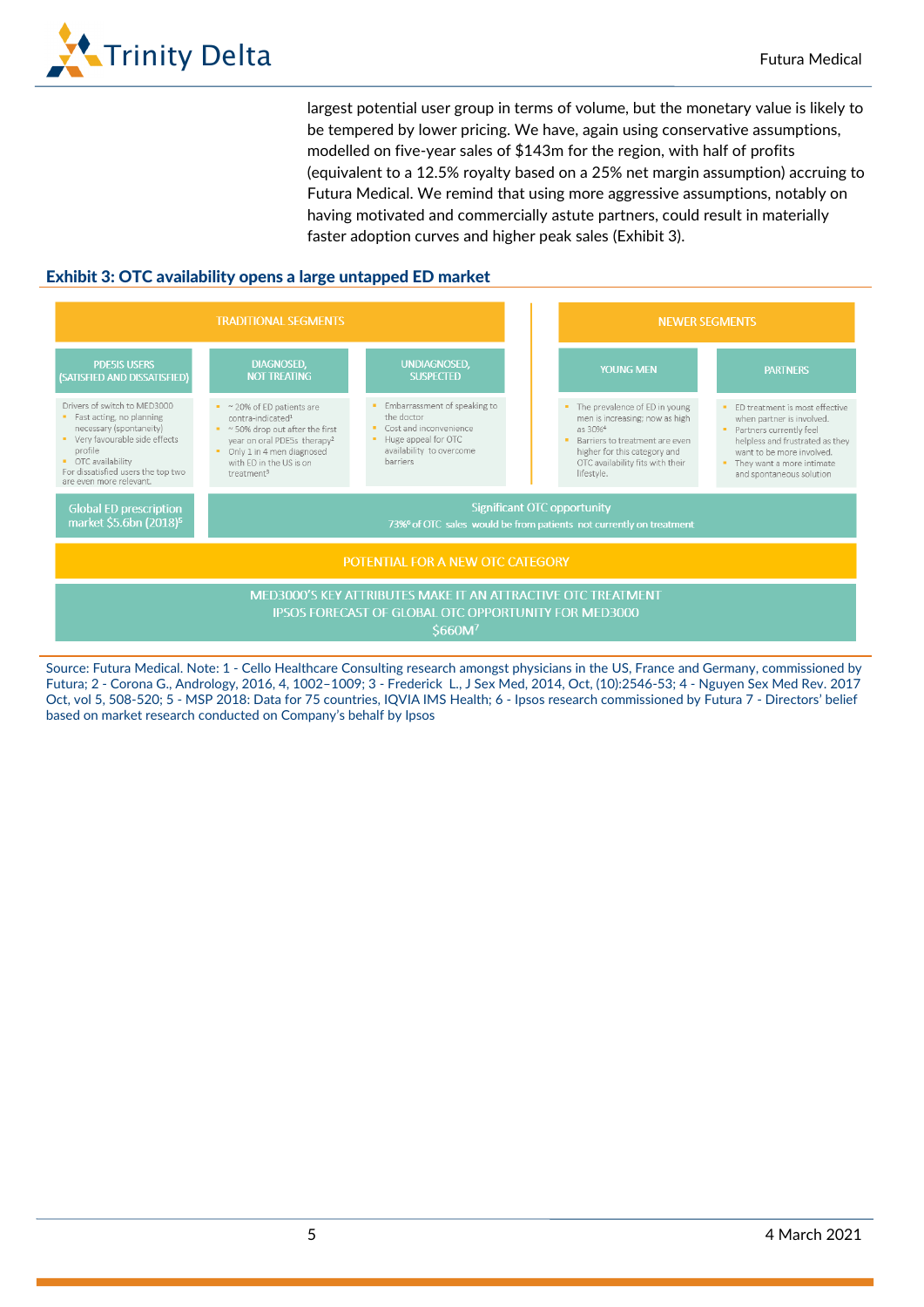largest potential user group in terms of volume, but the monetary value is likely to be tempered by lower pricing. We have, again using conservative assumptions, modelled on five-year sales of $143m for the region, with half of profits (equivalent to a 12.5% royalty based on a 25% net margin assumption) accruing to Futura Medical. We remind that using more aggressive assumptions, notably on having motivated and commercially astute partners, could result in materially faster adoption curves and higher peak sales (Exhibit 3).

**Exhibit 3: OTC availability opens a large untapped ED market**

| TRADITIONAL SEGMENTS | | | NEWER SEGMENTS | |
|---|---|---|---|---|
| PDE5IS USERS (SATISFIED AND DISSATISFIED) | DIAGNOSED, NOT TREATING | UNDIAGNOSED, SUSPECTED | YOUNG MEN | PARTNERS |
| Drivers of switch to MED3000 • Fast acting, no planning necessary (spontaneity) • Very favourable side effects profile • OTC availability For dissatisfied users the top two are even more relevant. | • ~ 20% of ED patients are contra-indicated[1] • ~ 50% drop out after the first year on oral PDE5s therapy[2] • Only 1 in 4 men diagnosed with ED in the US is on treatment[3] | • Embarrassment of speaking to the doctor • Cost and inconvenience • Huge appeal for OTC availability to overcome barriers | • The prevalence of ED in young men is increasing; now as high as 30%[4] • Barriers to treatment are even higher for this category and OTC availability fits with their lifestyle. | • ED treatment is most effective when partner is involved. • Partners currently feel helpless and frustrated as they want to be more involved. • They want a more intimate and spontaneous solution |
| Global ED prescription market $5.6bn (2018)[5] | Significant OTC opportunity 73%[6] of OTC sales would be from patients not currently on treatment | | | |

POTENTIAL FOR A NEW OTC CATEGORY

MED3000'S KEY ATTRIBUTES MAKE IT AN ATTRACTIVE OTC TREATMENT
IPSOS FORECAST OF GLOBAL OTC OPPORTUNITY FOR MED3000
$660M[7]

Source: Futura Medical. Note: 1 - Cello Healthcare Consulting research amongst physicians in the US, France and Germany, commissioned by Futura; 2 - Corona G., Andrology, 2016, 4, 1002–1009; 3 - Frederick L., J Sex Med, 2014, Oct, (10):2546-53; 4 - Nguyen Sex Med Rev. 2017 Oct, vol 5, 508-520; 5 - MSP 2018: Data for 75 countries, IQVIA IMS Health; 6 - Ipsos research commissioned by Futura 7 - Directors' belief based on market research conducted on Company's behalf by Ipsos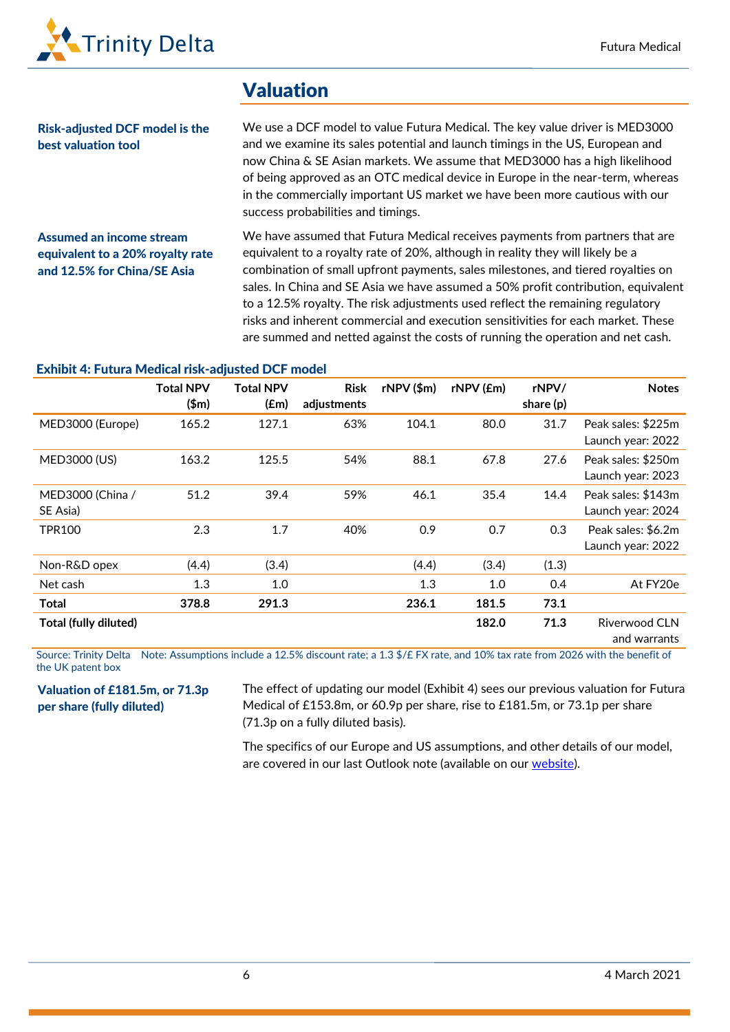## Valuation

**Risk-adjusted DCF model is the best valuation tool**

We use a DCF model to value Futura Medical. The key value driver is MED3000 and we examine its sales potential and launch timings in the US, European and now China & SE Asian markets. We assume that MED3000 has a high likelihood of being approved as an OTC medical device in Europe in the near-term, whereas in the commercially important US market we have been more cautious with our success probabilities and timings.

**Assumed an income stream equivalent to a 20% royalty rate and 12.5% for China/SE Asia**

We have assumed that Futura Medical receives payments from partners that are equivalent to a royalty rate of 20%, although in reality they will likely be a combination of small upfront payments, sales milestones, and tiered royalties on sales. In China and SE Asia we have assumed a 50% profit contribution, equivalent to a 12.5% royalty. The risk adjustments used reflect the remaining regulatory risks and inherent commercial and execution sensitivities for each market. These are summed and netted against the costs of running the operation and net cash.

**Exhibit 4: Futura Medical risk-adjusted DCF model**

| | Total NPV ($m) | Total NPV (£m) | Risk adjustments | rNPV ($m) | rNPV (£m) | rNPV/ share (p) | Notes |
|---|---|---|---|---|---|---|---|
| MED3000 (Europe) | 165.2 | 127.1 | 63% | 104.1 | 80.0 | 31.7 | Peak sales: $225m Launch year: 2022 |
| MED3000 (US) | 163.2 | 125.5 | 54% | 88.1 | 67.8 | 27.6 | Peak sales: $250m Launch year: 2023 |
| MED3000 (China / SE Asia) | 51.2 | 39.4 | 59% | 46.1 | 35.4 | 14.4 | Peak sales: $143m Launch year: 2024 |
| TPR100 | 2.3 | 1.7 | 40% | 0.9 | 0.7 | 0.3 | Peak sales: $6.2m Launch year: 2022 |
| Non-R&D opex | (4.4) | (3.4) | | (4.4) | (3.4) | (1.3) | |
| Net cash | 1.3 | 1.0 | | 1.3 | 1.0 | 0.4 | At FY20e |
| **Total** | **378.8** | **291.3** | | **236.1** | **181.5** | **73.1** | |
| **Total (fully diluted)** | | | | | **182.0** | **71.3** | Riverwood CLN and warrants |

Source: Trinity Delta Note: Assumptions include a 12.5% discount rate; a 1.3 $/£ FX rate, and 10% tax rate from 2026 with the benefit of the UK patent box

**Valuation of £181.5m, or 71.3p per share (fully diluted)**

The effect of updating our model (Exhibit 4) sees our previous valuation for Futura Medical of £153.8m, or 60.9p per share, rise to £181.5m, or 73.1p per share (71.3p on a fully diluted basis).

The specifics of our Europe and US assumptions, and other details of our model, are covered in our last Outlook note (available on our website).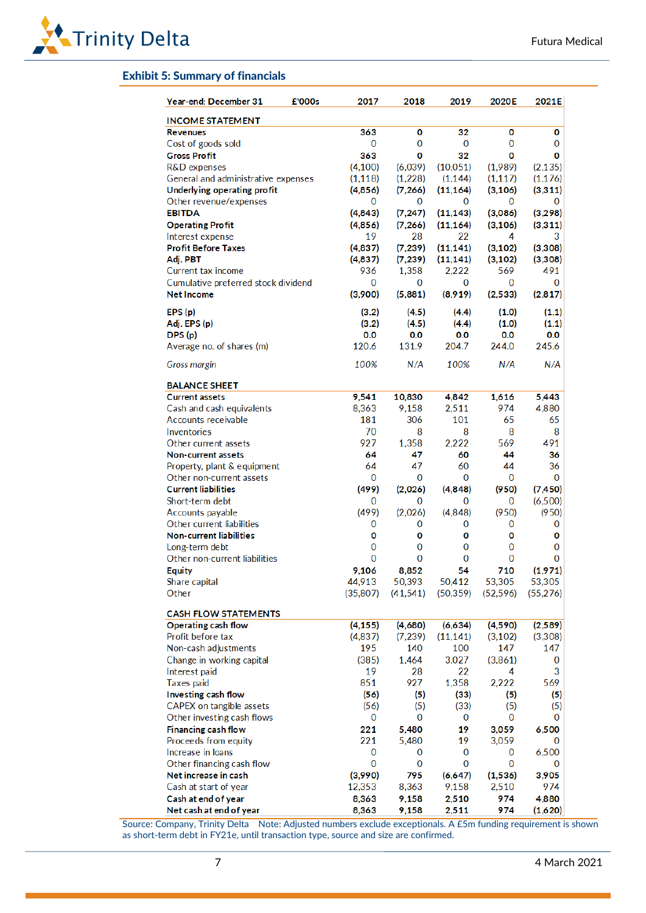## Exhibit 5: Summary of financials

| Year-end: December 31 £'000s | 2017 | 2018 | 2019 | 2020E | 2021E |
|---|---|---|---|---|---|
| **INCOME STATEMENT** | | | | | |
| **Revenues** | **363** | **0** | **32** | **0** | **0** |
| Cost of goods sold | 0 | 0 | 0 | 0 | 0 |
| **Gross Profit** | **363** | **0** | **32** | **0** | **0** |
| R&D expenses | (4,100) | (6,039) | (10,051) | (1,989) | (2,135) |
| General and administrative expenses | (1,118) | (1,228) | (1,144) | (1,117) | (1,176) |
| **Underlying operating profit** | **(4,856)** | **(7,266)** | **(11,164)** | **(3,106)** | **(3,311)** |
| Other revenue/expenses | 0 | 0 | 0 | 0 | 0 |
| **EBITDA** | **(4,843)** | **(7,247)** | **(11,143)** | **(3,086)** | **(3,298)** |
| **Operating Profit** | **(4,856)** | **(7,266)** | **(11,164)** | **(3,106)** | **(3,311)** |
| Interest expense | 19 | 28 | 22 | 4 | 3 |
| **Profit Before Taxes** | **(4,837)** | **(7,239)** | **(11,141)** | **(3,102)** | **(3,308)** |
| **Adj. PBT** | **(4,837)** | **(7,239)** | **(11,141)** | **(3,102)** | **(3,308)** |
| Current tax income | 936 | 1,358 | 2,222 | 569 | 491 |
| Cumulative preferred stock dividend | 0 | 0 | 0 | 0 | 0 |
| **Net Income** | **(3,900)** | **(5,881)** | **(8,919)** | **(2,533)** | **(2,817)** |
| | | | | | |
| **EPS (p)** | **(3.2)** | (4.5) | (4.4) | (1.0) | (1.1) |
| **Adj. EPS (p)** | **(3.2)** | (4.5) | (4.4) | (1.0) | (1.1) |
| **DPS (p)** | **0.0** | 0.0 | 0.0 | 0.0 | 0.0 |
| Average no. of shares (m) | 120.6 | 131.9 | 204.7 | 244.0 | 245.6 |
| | | | | | |
| *Gross margin* | *100%* | *N/A* | *100%* | *N/A* | *N/A* |
| | | | | | |
| **BALANCE SHEET** | | | | | |
| **Current assets** | **9,541** | **10,830** | **4,842** | **1,616** | **5,443** |
| Cash and cash equivalents | 8,363 | 9,158 | 2,511 | 974 | 4,880 |
| Accounts receivable | 181 | 306 | 101 | 65 | 65 |
| Inventories | 70 | 8 | 8 | 8 | 8 |
| Other current assets | 927 | 1,358 | 2,222 | 569 | 491 |
| **Non-current assets** | **64** | **47** | **60** | **44** | **36** |
| Property, plant & equipment | 64 | 47 | 60 | 44 | 36 |
| Other non-current assets | 0 | 0 | 0 | 0 | 0 |
| **Current liabilities** | **(499)** | **(2,026)** | **(4,848)** | **(950)** | **(7,450)** |
| Short-term debt | 0 | 0 | 0 | 0 | (6,500) |
| Accounts payable | (499) | (2,026) | (4,848) | (950) | (950) |
| Other current liabilities | 0 | 0 | 0 | 0 | 0 |
| **Non-current liabilities** | **0** | **0** | **0** | **0** | **0** |
| Long-term debt | 0 | 0 | 0 | 0 | 0 |
| Other non-current liabilities | 0 | 0 | 0 | 0 | 0 |
| **Equity** | **9,106** | **8,852** | **54** | **710** | **(1,971)** |
| Share capital | 44,913 | 50,393 | 50,412 | 53,305 | 53,305 |
| Other | (35,807) | (41,541) | (50,359) | (52,596) | (55,276) |
| | | | | | |
| **CASH FLOW STATEMENTS** | | | | | |
| **Operating cash flow** | **(4,155)** | **(4,680)** | **(6,634)** | **(4,590)** | **(2,589)** |
| Profit before tax | (4,837) | (7,239) | (11,141) | (3,102) | (3,308) |
| Non-cash adjustments | 195 | 140 | 100 | 147 | 147 |
| Change in working capital | (385) | 1,464 | 3,027 | (3,861) | 0 |
| Interest paid | 19 | 28 | 22 | 4 | 3 |
| Taxes paid | 851 | 927 | 1,358 | 2,222 | 569 |
| **Investing cash flow** | **(56)** | **(5)** | **(33)** | **(5)** | **(5)** |
| CAPEX on tangible assets | (56) | (5) | (33) | (5) | (5) |
| Other investing cash flows | 0 | 0 | 0 | 0 | 0 |
| **Financing cash flow** | **221** | **5,480** | **19** | **3,059** | **6,500** |
| Proceeds from equity | 221 | 5,480 | 19 | 3,059 | 0 |
| Increase in loans | 0 | 0 | 0 | 0 | 6,500 |
| Other financing cash flow | 0 | 0 | 0 | 0 | 0 |
| **Net increase in cash** | **(3,990)** | **795** | **(6,647)** | **(1,536)** | **3,905** |
| Cash at start of year | 12,353 | 8,363 | 9,158 | 2,510 | 974 |
| **Cash at end of year** | **8,363** | **9,158** | **2,510** | **974** | **4,880** |
| **Net cash at end of year** | **8,363** | **9,158** | **2,511** | **974** | **(1,620)** |

Source: Company, Trinity Delta Note: Adjusted numbers exclude exceptionals. A £5m funding requirement is shown as short-term debt in FY21e, until transaction type, source and size are confirmed.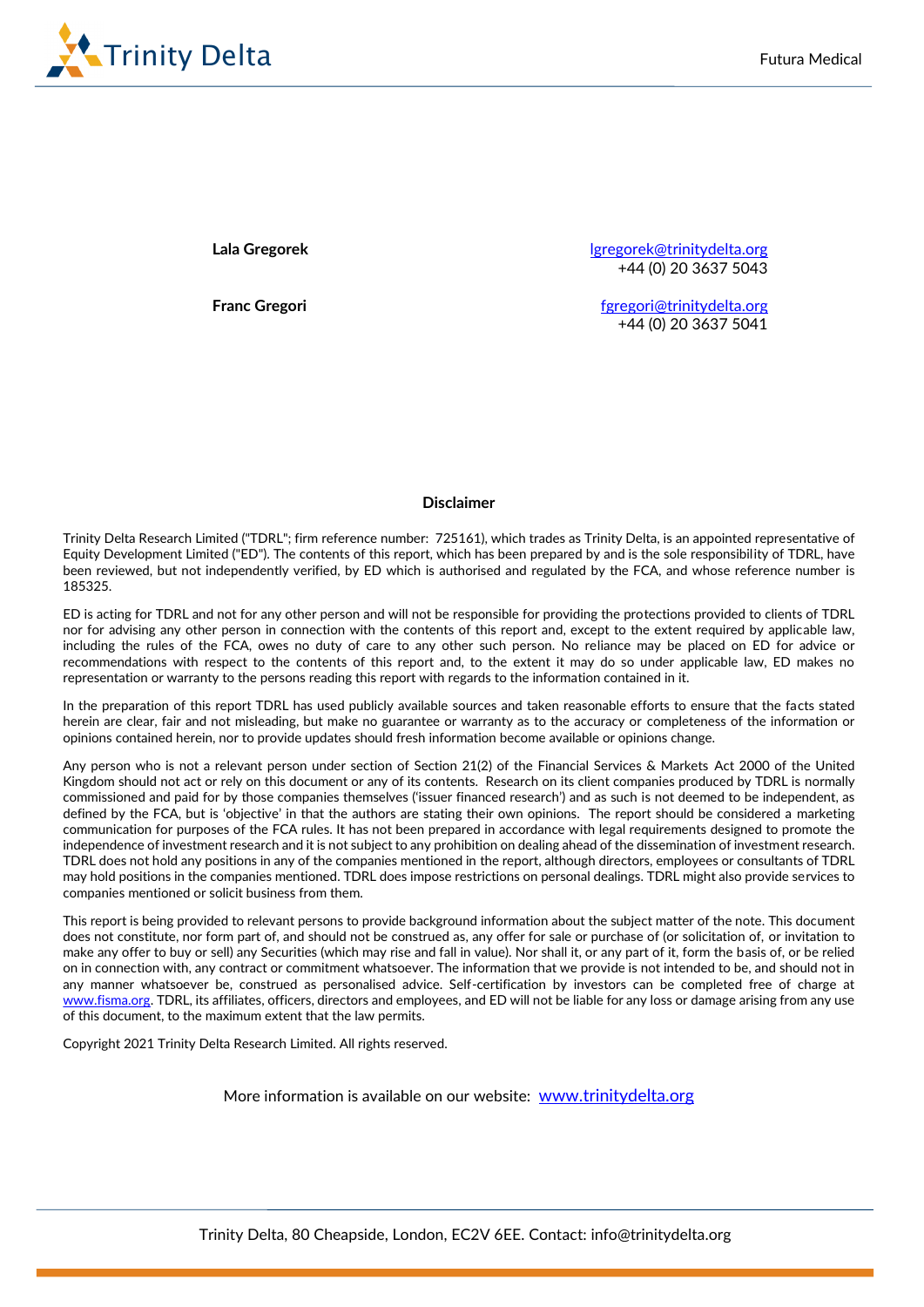**Lala Gregorek** lgregorek@trinitydelta.org
+44 (0) 20 3637 5043

**Franc Gregori** fgregori@trinitydelta.org
+44 (0) 20 3637 5041

## Disclaimer

Trinity Delta Research Limited ("TDRL"; firm reference number: 725161), which trades as Trinity Delta, is an appointed representative of Equity Development Limited ("ED"). The contents of this report, which has been prepared by and is the sole responsibility of TDRL, have been reviewed, but not independently verified, by ED which is authorised and regulated by the FCA, and whose reference number is 185325.

ED is acting for TDRL and not for any other person and will not be responsible for providing the protections provided to clients of TDRL nor for advising any other person in connection with the contents of this report and, except to the extent required by applicable law, including the rules of the FCA, owes no duty of care to any other such person. No reliance may be placed on ED for advice or recommendations with respect to the contents of this report and, to the extent it may do so under applicable law, ED makes no representation or warranty to the persons reading this report with regards to the information contained in it.

In the preparation of this report TDRL has used publicly available sources and taken reasonable efforts to ensure that the facts stated herein are clear, fair and not misleading, but make no guarantee or warranty as to the accuracy or completeness of the information or opinions contained herein, nor to provide updates should fresh information become available or opinions change.

Any person who is not a relevant person under section of Section 21(2) of the Financial Services & Markets Act 2000 of the United Kingdom should not act or rely on this document or any of its contents. Research on its client companies produced by TDRL is normally commissioned and paid for by those companies themselves ('issuer financed research') and as such is not deemed to be independent, as defined by the FCA, but is 'objective' in that the authors are stating their own opinions. The report should be considered a marketing communication for purposes of the FCA rules. It has not been prepared in accordance with legal requirements designed to promote the independence of investment research and it is not subject to any prohibition on dealing ahead of the dissemination of investment research. TDRL does not hold any positions in any of the companies mentioned in the report, although directors, employees or consultants of TDRL may hold positions in the companies mentioned. TDRL does impose restrictions on personal dealings. TDRL might also provide services to companies mentioned or solicit business from them.

This report is being provided to relevant persons to provide background information about the subject matter of the note. This document does not constitute, nor form part of, and should not be construed as, any offer for sale or purchase of (or solicitation of, or invitation to make any offer to buy or sell) any Securities (which may rise and fall in value). Nor shall it, or any part of it, form the basis of, or be relied on in connection with, any contract or commitment whatsoever. The information that we provide is not intended to be, and should not in any manner whatsoever be, construed as personalised advice. Self-certification by investors can be completed free of charge at www.fisma.org. TDRL, its affiliates, officers, directors and employees, and ED will not be liable for any loss or damage arising from any use of this document, to the maximum extent that the law permits.

Copyright 2021 Trinity Delta Research Limited. All rights reserved.

More information is available on our website: www.trinitydelta.org

Trinity Delta, 80 Cheapside, London, EC2V 6EE. Contact: info@trinitydelta.org